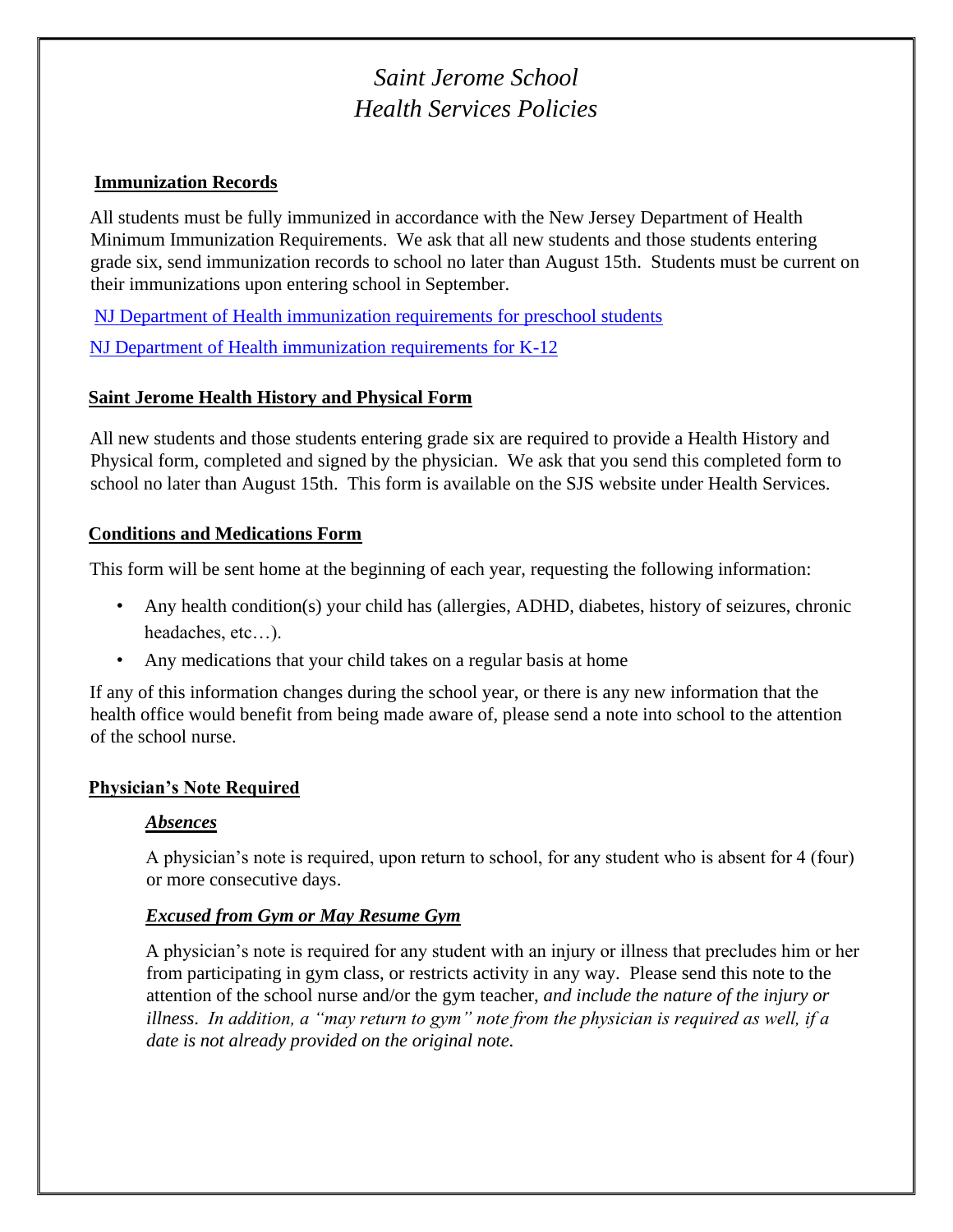# *Saint Jerome School*
# *Health Services Policies*

## Immunization Records

All students must be fully immunized in accordance with the New Jersey Department of Health Minimum Immunization Requirements. We ask that all new students and those students entering grade six, send immunization records to school no later than August 15th. Students must be current on their immunizations upon entering school in September.

NJ Department of Health immunization requirements for preschool students

NJ Department of Health immunization requirements for K-12

## Saint Jerome Health History and Physical Form

All new students and those students entering grade six are required to provide a Health History and Physical form, completed and signed by the physician. We ask that you send this completed form to school no later than August 15th. This form is available on the SJS website under Health Services.

## Conditions and Medications Form

This form will be sent home at the beginning of each year, requesting the following information:

- Any health condition(s) your child has (allergies, ADHD, diabetes, history of seizures, chronic headaches, etc…).
- Any medications that your child takes on a regular basis at home

If any of this information changes during the school year, or there is any new information that the health office would benefit from being made aware of, please send a note into school to the attention of the school nurse.

## Physician's Note Required

### *Absences*

A physician's note is required, upon return to school, for any student who is absent for 4 (four) or more consecutive days.

### *Excused from Gym or May Resume Gym*

A physician's note is required for any student with an injury or illness that precludes him or her from participating in gym class, or restricts activity in any way. Please send this note to the attention of the school nurse and/or the gym teacher, *and include the nature of the injury or illness*. *In addition, a "may return to gym" note from the physician is required as well, if a date is not already provided on the original note.*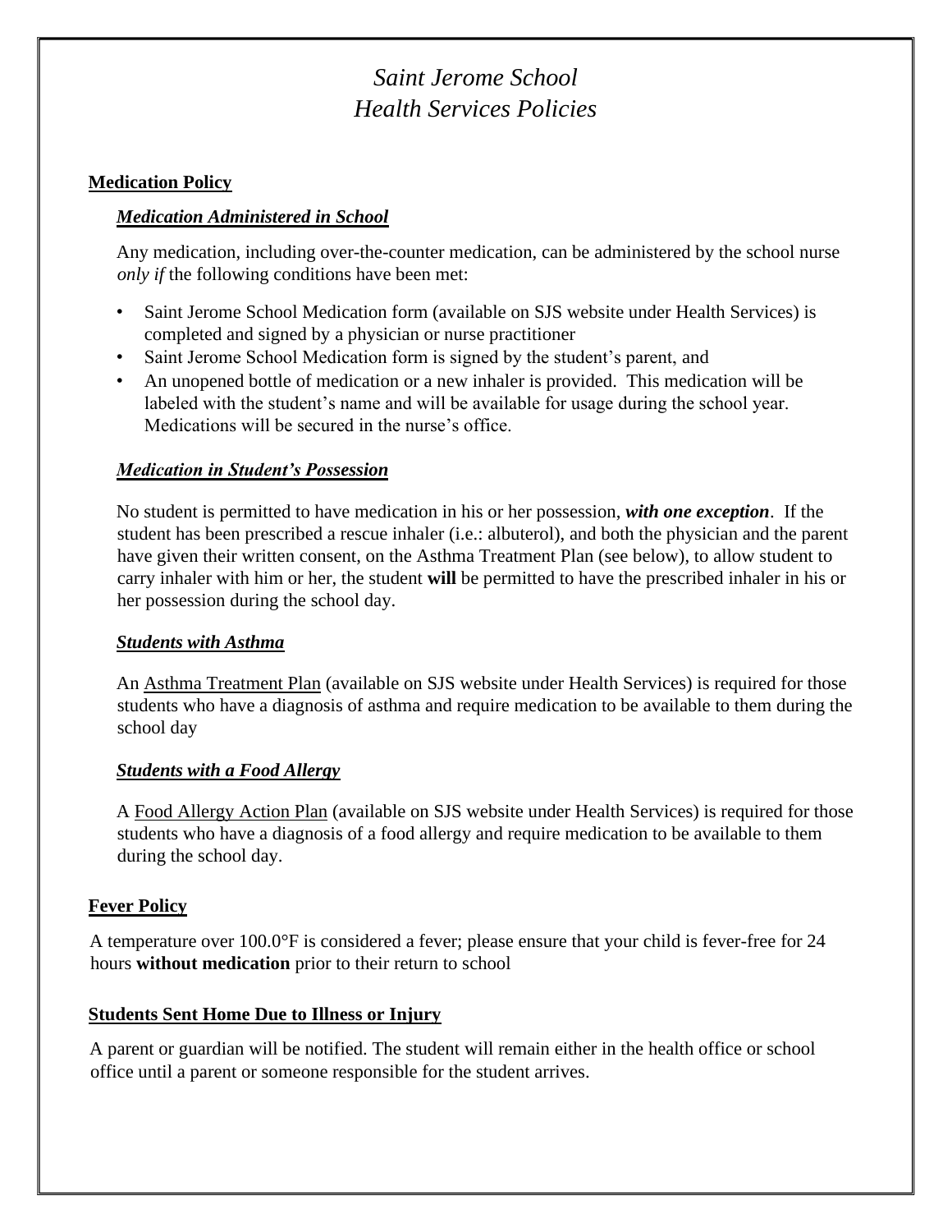# *Saint Jerome School*
# *Health Services Policies*

## Medication Policy

### *Medication Administered in School*

Any medication, including over-the-counter medication, can be administered by the school nurse *only if* the following conditions have been met:

- Saint Jerome School Medication form (available on SJS website under Health Services) is completed and signed by a physician or nurse practitioner
- Saint Jerome School Medication form is signed by the student's parent, and
- An unopened bottle of medication or a new inhaler is provided. This medication will be labeled with the student's name and will be available for usage during the school year. Medications will be secured in the nurse's office.

### *Medication in Student's Possession*

No student is permitted to have medication in his or her possession, ***with one exception***. If the student has been prescribed a rescue inhaler (i.e.: albuterol), and both the physician and the parent have given their written consent, on the Asthma Treatment Plan (see below), to allow student to carry inhaler with him or her, the student **will** be permitted to have the prescribed inhaler in his or her possession during the school day.

### *Students with Asthma*

An Asthma Treatment Plan (available on SJS website under Health Services) is required for those students who have a diagnosis of asthma and require medication to be available to them during the school day

### *Students with a Food Allergy*

A Food Allergy Action Plan (available on SJS website under Health Services) is required for those students who have a diagnosis of a food allergy and require medication to be available to them during the school day.

## Fever Policy

A temperature over 100.0°F is considered a fever; please ensure that your child is fever-free for 24 hours **without medication** prior to their return to school

## Students Sent Home Due to Illness or Injury

A parent or guardian will be notified. The student will remain either in the health office or school office until a parent or someone responsible for the student arrives.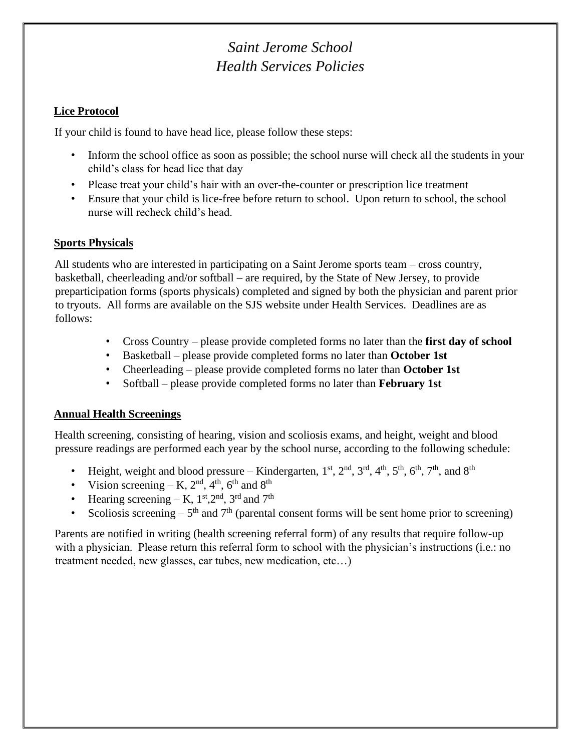# *Saint Jerome School*
# *Health Services Policies*

## Lice Protocol

If your child is found to have head lice, please follow these steps:

- Inform the school office as soon as possible; the school nurse will check all the students in your child's class for head lice that day
- Please treat your child's hair with an over-the-counter or prescription lice treatment
- Ensure that your child is lice-free before return to school. Upon return to school, the school nurse will recheck child's head.

## Sports Physicals

All students who are interested in participating on a Saint Jerome sports team – cross country, basketball, cheerleading and/or softball – are required, by the State of New Jersey, to provide preparticipation forms (sports physicals) completed and signed by both the physician and parent prior to tryouts. All forms are available on the SJS website under Health Services. Deadlines are as follows:

- Cross Country – please provide completed forms no later than the **first day of school**
- Basketball – please provide completed forms no later than **October 1st**
- Cheerleading – please provide completed forms no later than **October 1st**
- Softball – please provide completed forms no later than **February 1st**

## Annual Health Screenings

Health screening, consisting of hearing, vision and scoliosis exams, and height, weight and blood pressure readings are performed each year by the school nurse, according to the following schedule:

- Height, weight and blood pressure – Kindergarten, 1st, 2nd, 3rd, 4th, 5th, 6th, 7th, and 8th
- Vision screening – K, 2nd, 4th, 6th and 8th
- Hearing screening – K, 1st, 2nd, 3rd and 7th
- Scoliosis screening – 5th and 7th (parental consent forms will be sent home prior to screening)

Parents are notified in writing (health screening referral form) of any results that require follow-up with a physician. Please return this referral form to school with the physician's instructions (i.e.: no treatment needed, new glasses, ear tubes, new medication, etc…)